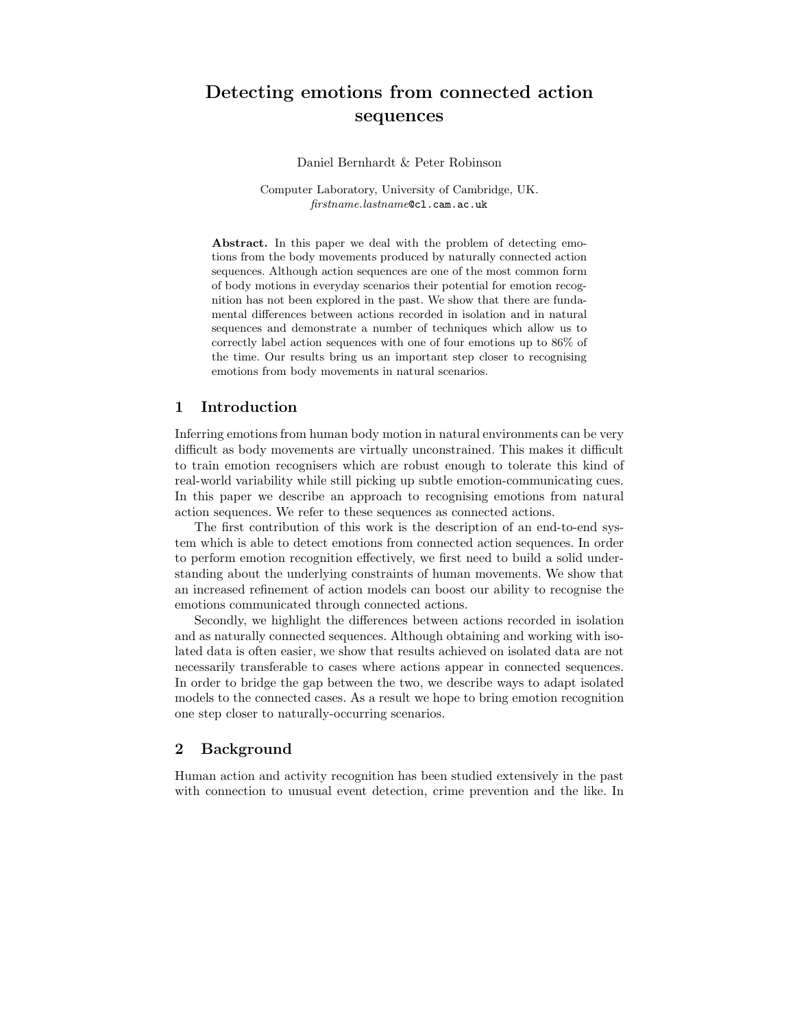# Detecting emotions from connected action sequences

Daniel Bernhardt & Peter Robinson

Computer Laboratory, University of Cambridge, UK.
*firstname.lastname*@cl.cam.ac.uk

**Abstract.** In this paper we deal with the problem of detecting emotions from the body movements produced by naturally connected action sequences. Although action sequences are one of the most common form of body motions in everyday scenarios their potential for emotion recognition has not been explored in the past. We show that there are fundamental differences between actions recorded in isolation and in natural sequences and demonstrate a number of techniques which allow us to correctly label action sequences with one of four emotions up to 86% of the time. Our results bring us an important step closer to recognising emotions from body movements in natural scenarios.

## 1 Introduction

Inferring emotions from human body motion in natural environments can be very difficult as body movements are virtually unconstrained. This makes it difficult to train emotion recognisers which are robust enough to tolerate this kind of real-world variability while still picking up subtle emotion-communicating cues. In this paper we describe an approach to recognising emotions from natural action sequences. We refer to these sequences as connected actions.

The first contribution of this work is the description of an end-to-end system which is able to detect emotions from connected action sequences. In order to perform emotion recognition effectively, we first need to build a solid understanding about the underlying constraints of human movements. We show that an increased refinement of action models can boost our ability to recognise the emotions communicated through connected actions.

Secondly, we highlight the differences between actions recorded in isolation and as naturally connected sequences. Although obtaining and working with isolated data is often easier, we show that results achieved on isolated data are not necessarily transferable to cases where actions appear in connected sequences. In order to bridge the gap between the two, we describe ways to adapt isolated models to the connected cases. As a result we hope to bring emotion recognition one step closer to naturally-occurring scenarios.

## 2 Background

Human action and activity recognition has been studied extensively in the past with connection to unusual event detection, crime prevention and the like. In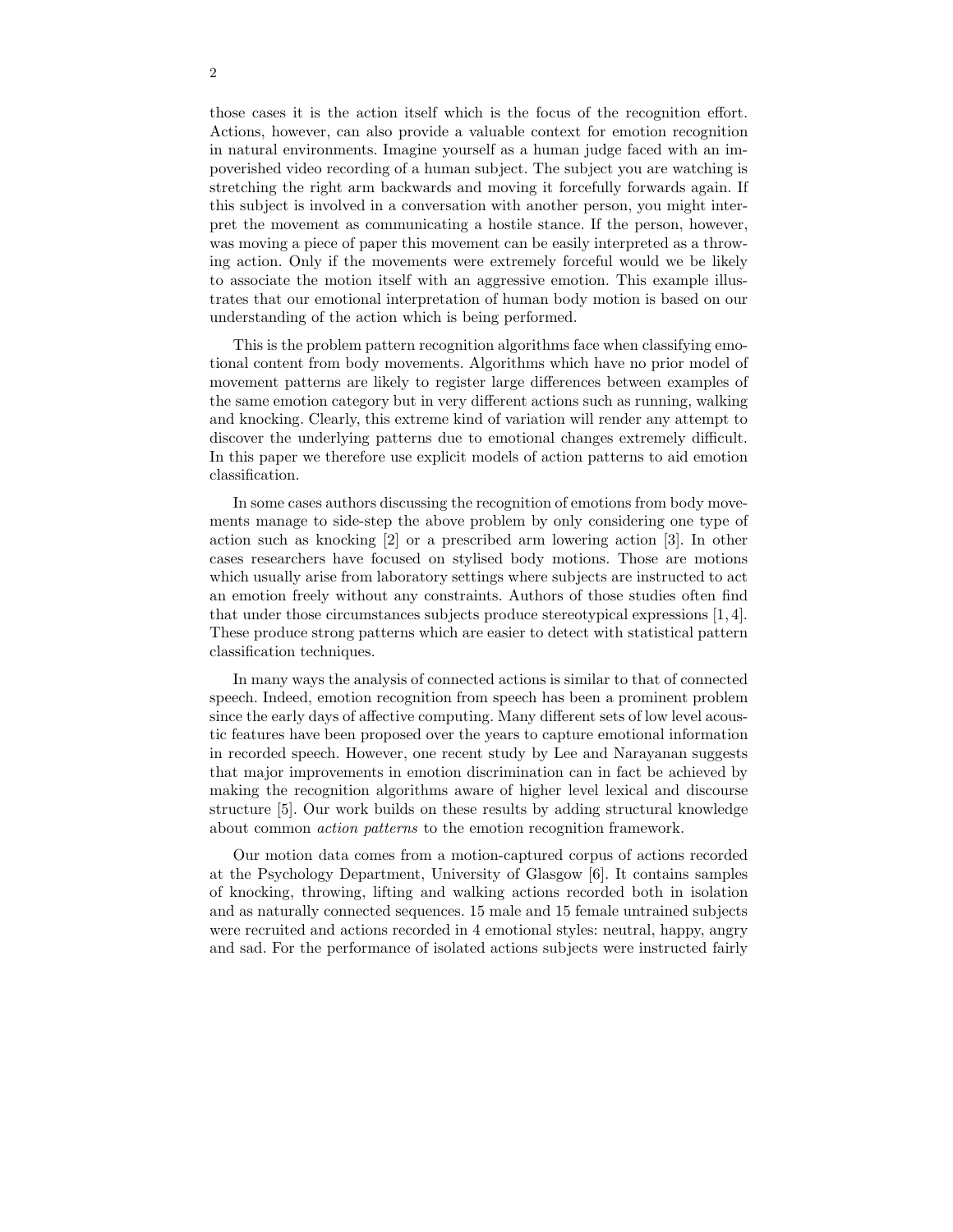those cases it is the action itself which is the focus of the recognition effort. Actions, however, can also provide a valuable context for emotion recognition in natural environments. Imagine yourself as a human judge faced with an impoverished video recording of a human subject. The subject you are watching is stretching the right arm backwards and moving it forcefully forwards again. If this subject is involved in a conversation with another person, you might interpret the movement as communicating a hostile stance. If the person, however, was moving a piece of paper this movement can be easily interpreted as a throwing action. Only if the movements were extremely forceful would we be likely to associate the motion itself with an aggressive emotion. This example illustrates that our emotional interpretation of human body motion is based on our understanding of the action which is being performed.

This is the problem pattern recognition algorithms face when classifying emotional content from body movements. Algorithms which have no prior model of movement patterns are likely to register large differences between examples of the same emotion category but in very different actions such as running, walking and knocking. Clearly, this extreme kind of variation will render any attempt to discover the underlying patterns due to emotional changes extremely difficult. In this paper we therefore use explicit models of action patterns to aid emotion classification.

In some cases authors discussing the recognition of emotions from body movements manage to side-step the above problem by only considering one type of action such as knocking [2] or a prescribed arm lowering action [3]. In other cases researchers have focused on stylised body motions. Those are motions which usually arise from laboratory settings where subjects are instructed to act an emotion freely without any constraints. Authors of those studies often find that under those circumstances subjects produce stereotypical expressions [1, 4]. These produce strong patterns which are easier to detect with statistical pattern classification techniques.

In many ways the analysis of connected actions is similar to that of connected speech. Indeed, emotion recognition from speech has been a prominent problem since the early days of affective computing. Many different sets of low level acoustic features have been proposed over the years to capture emotional information in recorded speech. However, one recent study by Lee and Narayanan suggests that major improvements in emotion discrimination can in fact be achieved by making the recognition algorithms aware of higher level lexical and discourse structure [5]. Our work builds on these results by adding structural knowledge about common *action patterns* to the emotion recognition framework.

Our motion data comes from a motion-captured corpus of actions recorded at the Psychology Department, University of Glasgow [6]. It contains samples of knocking, throwing, lifting and walking actions recorded both in isolation and as naturally connected sequences. 15 male and 15 female untrained subjects were recruited and actions recorded in 4 emotional styles: neutral, happy, angry and sad. For the performance of isolated actions subjects were instructed fairly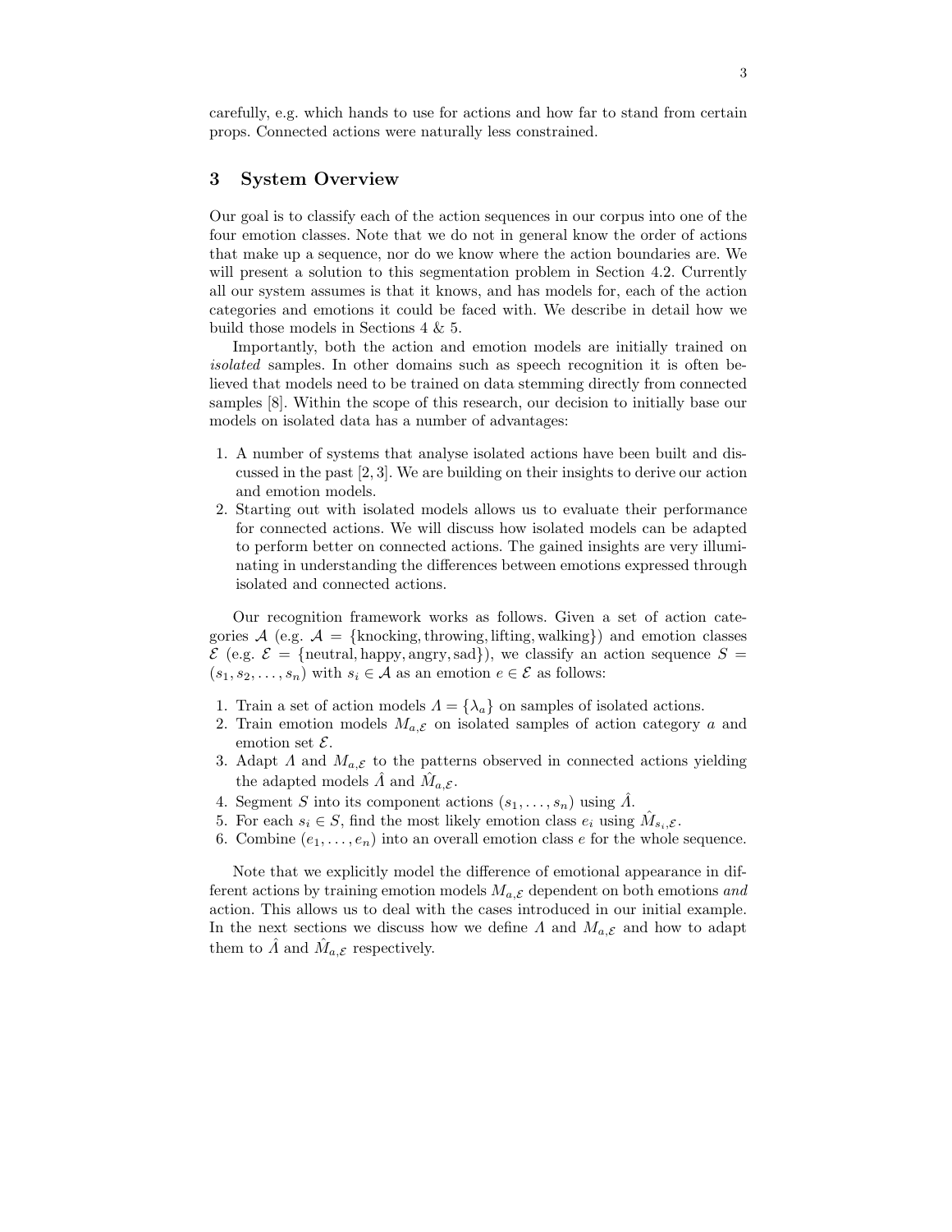carefully, e.g. which hands to use for actions and how far to stand from certain props. Connected actions were naturally less constrained.

## 3 System Overview

Our goal is to classify each of the action sequences in our corpus into one of the four emotion classes. Note that we do not in general know the order of actions that make up a sequence, nor do we know where the action boundaries are. We will present a solution to this segmentation problem in Section 4.2. Currently all our system assumes is that it knows, and has models for, each of the action categories and emotions it could be faced with. We describe in detail how we build those models in Sections 4 & 5.

Importantly, both the action and emotion models are initially trained on *isolated* samples. In other domains such as speech recognition it is often believed that models need to be trained on data stemming directly from connected samples [8]. Within the scope of this research, our decision to initially base our models on isolated data has a number of advantages:

1. A number of systems that analyse isolated actions have been built and discussed in the past [2, 3]. We are building on their insights to derive our action and emotion models.
2. Starting out with isolated models allows us to evaluate their performance for connected actions. We will discuss how isolated models can be adapted to perform better on connected actions. The gained insights are very illuminating in understanding the differences between emotions expressed through isolated and connected actions.

Our recognition framework works as follows. Given a set of action categories $\mathcal{A}$ (e.g. $\mathcal{A} = \{\text{knocking}, \text{throwing}, \text{lifting}, \text{walking}\}$) and emotion classes $\mathcal{E}$ (e.g. $\mathcal{E} = \{\text{neutral}, \text{happy}, \text{angry}, \text{sad}\}$), we classify an action sequence $S = (s_1, s_2, \ldots, s_n)$ with $s_i \in \mathcal{A}$ as an emotion $e \in \mathcal{E}$ as follows:

1. Train a set of action models $\Lambda = \{\lambda_a\}$ on samples of isolated actions.
2. Train emotion models $M_{a,\mathcal{E}}$ on isolated samples of action category $a$ and emotion set $\mathcal{E}$.
3. Adapt $\Lambda$ and $M_{a,\mathcal{E}}$ to the patterns observed in connected actions yielding the adapted models $\hat{\Lambda}$ and $\hat{M}_{a,\mathcal{E}}$.
4. Segment $S$ into its component actions $(s_1, \ldots, s_n)$ using $\hat{\Lambda}$.
5. For each $s_i \in S$, find the most likely emotion class $e_i$ using $\hat{M}_{s_i,\mathcal{E}}$.
6. Combine $(e_1, \ldots, e_n)$ into an overall emotion class $e$ for the whole sequence.

Note that we explicitly model the difference of emotional appearance in different actions by training emotion models $M_{a,\mathcal{E}}$ dependent on both emotions *and* action. This allows us to deal with the cases introduced in our initial example. In the next sections we discuss how we define $\Lambda$ and $M_{a,\mathcal{E}}$ and how to adapt them to $\hat{\Lambda}$ and $\hat{M}_{a,\mathcal{E}}$ respectively.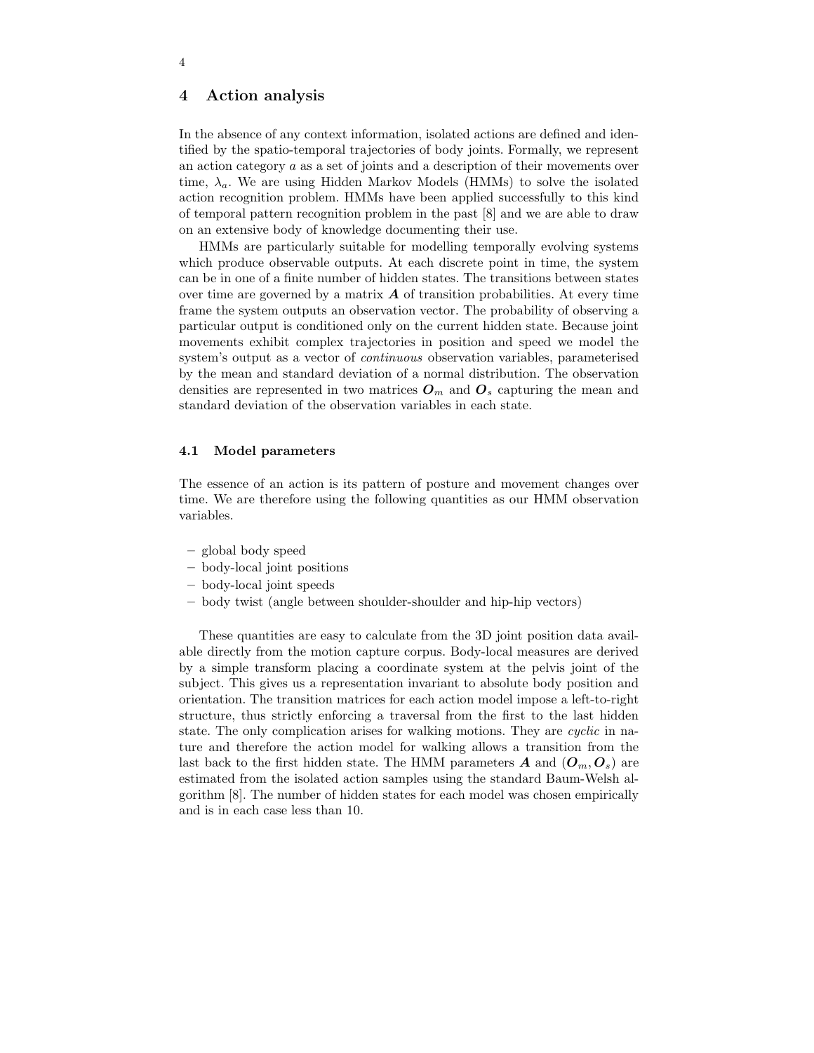## 4 Action analysis

In the absence of any context information, isolated actions are defined and identified by the spatio-temporal trajectories of body joints. Formally, we represent an action category $a$ as a set of joints and a description of their movements over time, $\lambda_a$. We are using Hidden Markov Models (HMMs) to solve the isolated action recognition problem. HMMs have been applied successfully to this kind of temporal pattern recognition problem in the past [8] and we are able to draw on an extensive body of knowledge documenting their use.

HMMs are particularly suitable for modelling temporally evolving systems which produce observable outputs. At each discrete point in time, the system can be in one of a finite number of hidden states. The transitions between states over time are governed by a matrix $\boldsymbol{A}$ of transition probabilities. At every time frame the system outputs an observation vector. The probability of observing a particular output is conditioned only on the current hidden state. Because joint movements exhibit complex trajectories in position and speed we model the system's output as a vector of *continuous* observation variables, parameterised by the mean and standard deviation of a normal distribution. The observation densities are represented in two matrices $\boldsymbol{O}_m$ and $\boldsymbol{O}_s$ capturing the mean and standard deviation of the observation variables in each state.

### 4.1 Model parameters

The essence of an action is its pattern of posture and movement changes over time. We are therefore using the following quantities as our HMM observation variables.

- global body speed
- body-local joint positions
- body-local joint speeds
- body twist (angle between shoulder-shoulder and hip-hip vectors)

These quantities are easy to calculate from the 3D joint position data available directly from the motion capture corpus. Body-local measures are derived by a simple transform placing a coordinate system at the pelvis joint of the subject. This gives us a representation invariant to absolute body position and orientation. The transition matrices for each action model impose a left-to-right structure, thus strictly enforcing a traversal from the first to the last hidden state. The only complication arises for walking motions. They are *cyclic* in nature and therefore the action model for walking allows a transition from the last back to the first hidden state. The HMM parameters $\boldsymbol{A}$ and $(\boldsymbol{O}_m, \boldsymbol{O}_s)$ are estimated from the isolated action samples using the standard Baum-Welsh algorithm [8]. The number of hidden states for each model was chosen empirically and is in each case less than 10.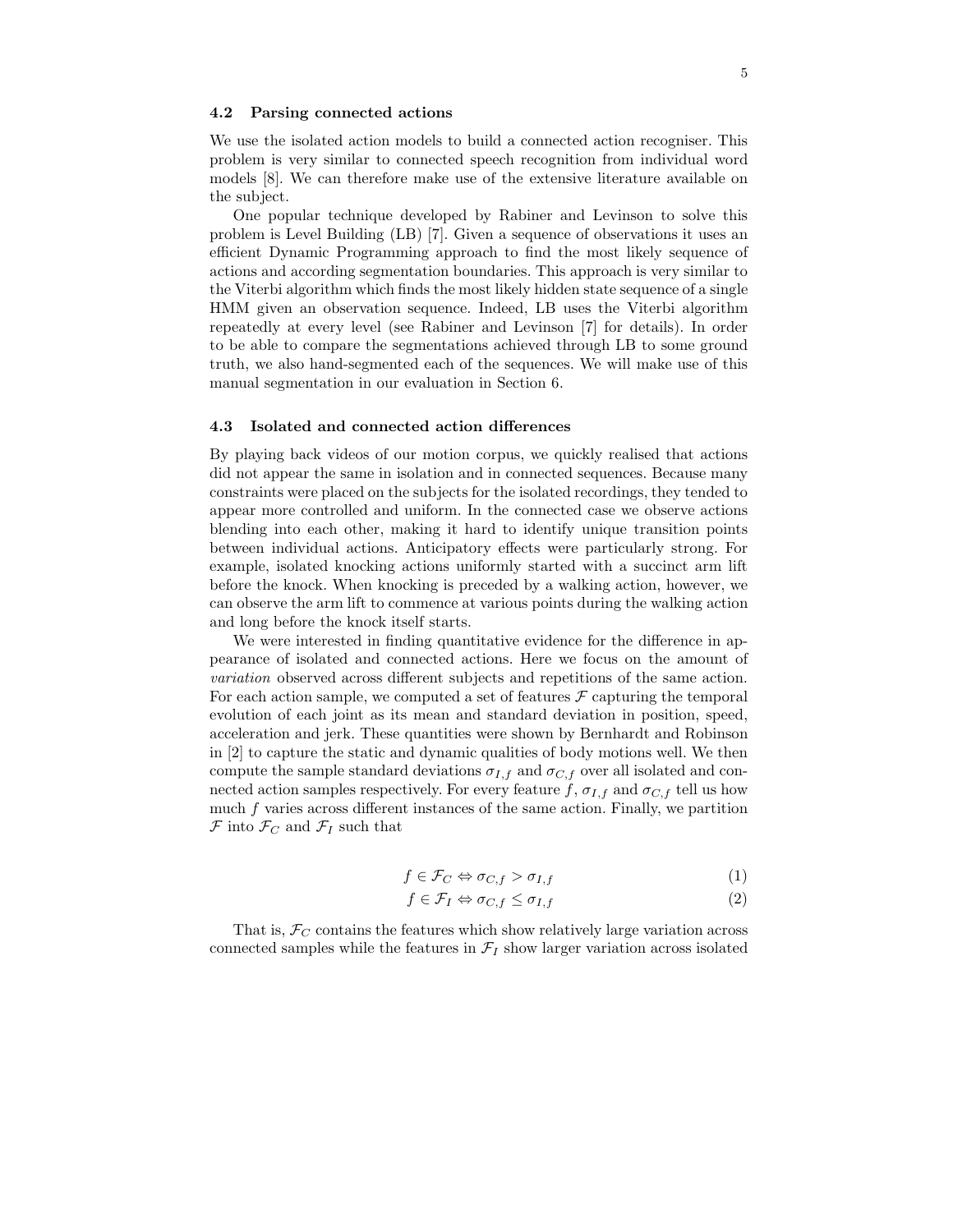### 4.2 Parsing connected actions

We use the isolated action models to build a connected action recogniser. This problem is very similar to connected speech recognition from individual word models [8]. We can therefore make use of the extensive literature available on the subject.

One popular technique developed by Rabiner and Levinson to solve this problem is Level Building (LB) [7]. Given a sequence of observations it uses an efficient Dynamic Programming approach to find the most likely sequence of actions and according segmentation boundaries. This approach is very similar to the Viterbi algorithm which finds the most likely hidden state sequence of a single HMM given an observation sequence. Indeed, LB uses the Viterbi algorithm repeatedly at every level (see Rabiner and Levinson [7] for details). In order to be able to compare the segmentations achieved through LB to some ground truth, we also hand-segmented each of the sequences. We will make use of this manual segmentation in our evaluation in Section 6.

### 4.3 Isolated and connected action differences

By playing back videos of our motion corpus, we quickly realised that actions did not appear the same in isolation and in connected sequences. Because many constraints were placed on the subjects for the isolated recordings, they tended to appear more controlled and uniform. In the connected case we observe actions blending into each other, making it hard to identify unique transition points between individual actions. Anticipatory effects were particularly strong. For example, isolated knocking actions uniformly started with a succinct arm lift before the knock. When knocking is preceded by a walking action, however, we can observe the arm lift to commence at various points during the walking action and long before the knock itself starts.

We were interested in finding quantitative evidence for the difference in appearance of isolated and connected actions. Here we focus on the amount of *variation* observed across different subjects and repetitions of the same action. For each action sample, we computed a set of features $\mathcal{F}$ capturing the temporal evolution of each joint as its mean and standard deviation in position, speed, acceleration and jerk. These quantities were shown by Bernhardt and Robinson in [2] to capture the static and dynamic qualities of body motions well. We then compute the sample standard deviations $\sigma_{I,f}$ and $\sigma_{C,f}$ over all isolated and connected action samples respectively. For every feature $f$, $\sigma_{I,f}$ and $\sigma_{C,f}$ tell us how much $f$ varies across different instances of the same action. Finally, we partition $\mathcal{F}$ into $\mathcal{F}_C$ and $\mathcal{F}_I$ such that

$$f \in \mathcal{F}_C \Leftrightarrow \sigma_{C,f} > \sigma_{I,f} \tag{1}$$

$$f \in \mathcal{F}_I \Leftrightarrow \sigma_{C,f} \leq \sigma_{I,f} \tag{2}$$

That is, $\mathcal{F}_C$ contains the features which show relatively large variation across connected samples while the features in $\mathcal{F}_I$ show larger variation across isolated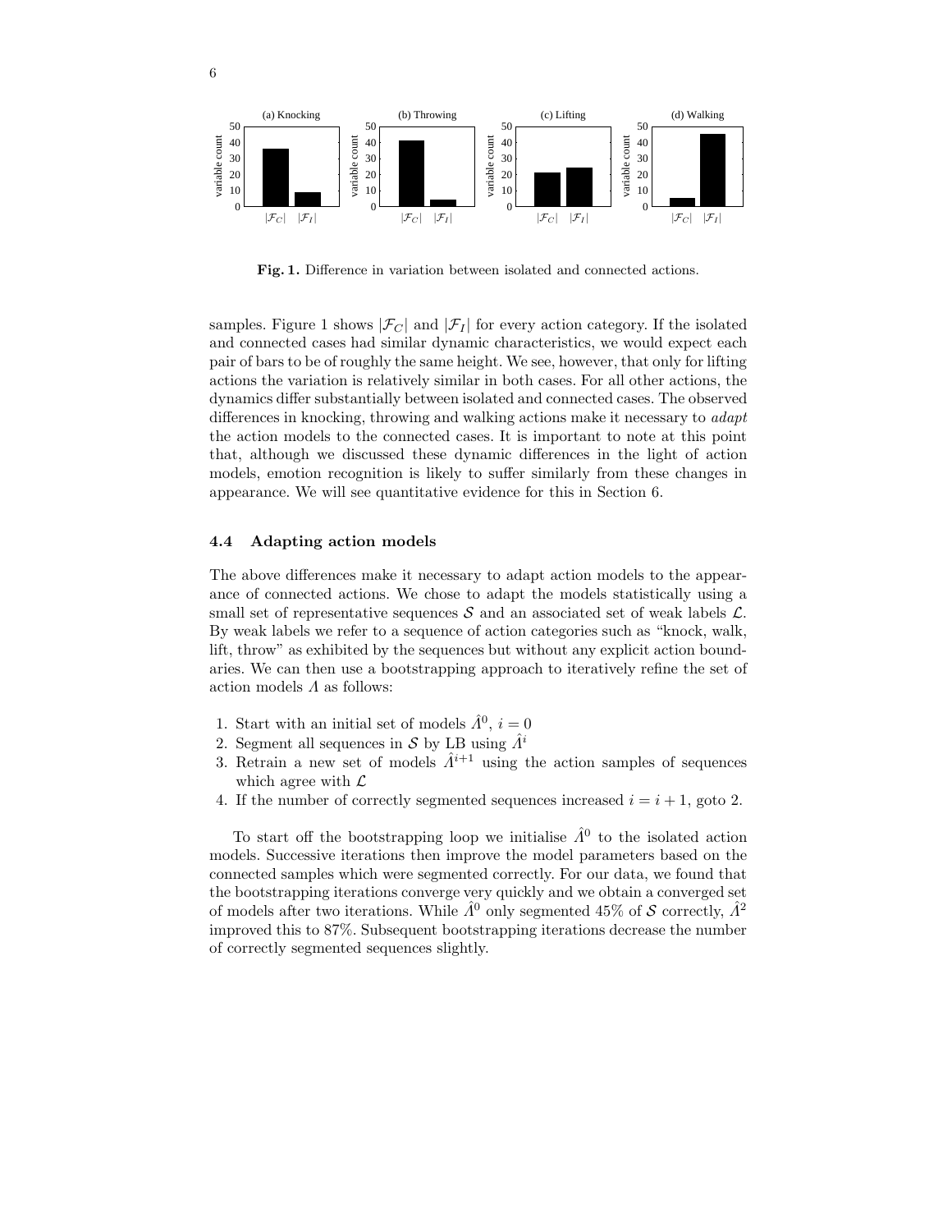**Fig. 1.** Difference in variation between isolated and connected actions.

samples. Figure 1 shows $|\mathcal{F}_C|$ and $|\mathcal{F}_I|$ for every action category. If the isolated and connected cases had similar dynamic characteristics, we would expect each pair of bars to be of roughly the same height. We see, however, that only for lifting actions the variation is relatively similar in both cases. For all other actions, the dynamics differ substantially between isolated and connected cases. The observed differences in knocking, throwing and walking actions make it necessary to *adapt* the action models to the connected cases. It is important to note at this point that, although we discussed these dynamic differences in the light of action models, emotion recognition is likely to suffer similarly from these changes in appearance. We will see quantitative evidence for this in Section 6.

### 4.4 Adapting action models

The above differences make it necessary to adapt action models to the appearance of connected actions. We chose to adapt the models statistically using a small set of representative sequences $\mathcal{S}$ and an associated set of weak labels $\mathcal{L}$. By weak labels we refer to a sequence of action categories such as "knock, walk, lift, throw" as exhibited by the sequences but without any explicit action boundaries. We can then use a bootstrapping approach to iteratively refine the set of action models $\Lambda$ as follows:

1. Start with an initial set of models $\hat{\Lambda}^0$, $i = 0$
2. Segment all sequences in $\mathcal{S}$ by LB using $\hat{\Lambda}^i$
3. Retrain a new set of models $\hat{\Lambda}^{i+1}$ using the action samples of sequences which agree with $\mathcal{L}$
4. If the number of correctly segmented sequences increased $i = i + 1$, goto 2.

To start off the bootstrapping loop we initialise $\hat{\Lambda}^0$ to the isolated action models. Successive iterations then improve the model parameters based on the connected samples which were segmented correctly. For our data, we found that the bootstrapping iterations converge very quickly and we obtain a converged set of models after two iterations. While $\hat{\Lambda}^0$ only segmented 45% of $\mathcal{S}$ correctly, $\hat{\Lambda}^2$ improved this to 87%. Subsequent bootstrapping iterations decrease the number of correctly segmented sequences slightly.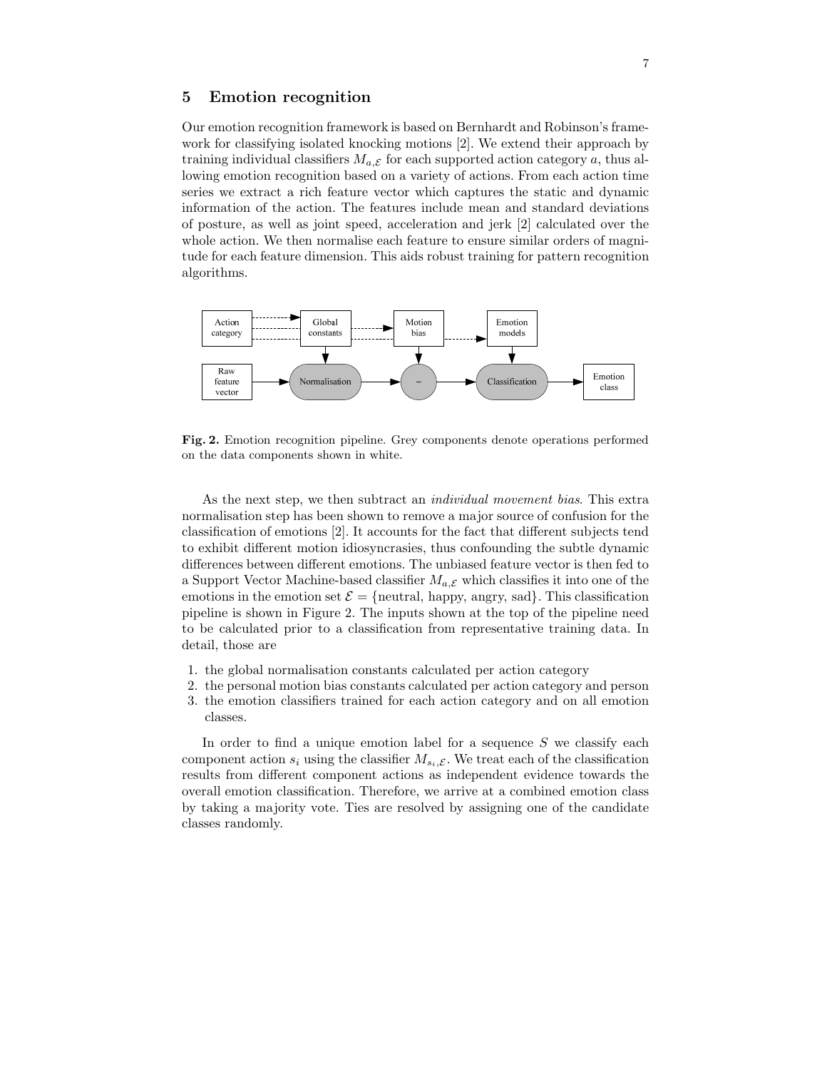## 5 Emotion recognition

Our emotion recognition framework is based on Bernhardt and Robinson's framework for classifying isolated knocking motions [2]. We extend their approach by training individual classifiers $M_{a,\mathcal{E}}$ for each supported action category $a$, thus allowing emotion recognition based on a variety of actions. From each action time series we extract a rich feature vector which captures the static and dynamic information of the action. The features include mean and standard deviations of posture, as well as joint speed, acceleration and jerk [2] calculated over the whole action. We then normalise each feature to ensure similar orders of magnitude for each feature dimension. This aids robust training for pattern recognition algorithms.

**Fig. 2.** Emotion recognition pipeline. Grey components denote operations performed on the data components shown in white.

As the next step, we then subtract an *individual movement bias*. This extra normalisation step has been shown to remove a major source of confusion for the classification of emotions [2]. It accounts for the fact that different subjects tend to exhibit different motion idiosyncrasies, thus confounding the subtle dynamic differences between different emotions. The unbiased feature vector is then fed to a Support Vector Machine-based classifier $M_{a,\mathcal{E}}$ which classifies it into one of the emotions in the emotion set $\mathcal{E} = \{\text{neutral, happy, angry, sad}\}$. This classification pipeline is shown in Figure 2. The inputs shown at the top of the pipeline need to be calculated prior to a classification from representative training data. In detail, those are

1. the global normalisation constants calculated per action category
2. the personal motion bias constants calculated per action category and person
3. the emotion classifiers trained for each action category and on all emotion classes.

In order to find a unique emotion label for a sequence $S$ we classify each component action $s_i$ using the classifier $M_{s_i,\mathcal{E}}$. We treat each of the classification results from different component actions as independent evidence towards the overall emotion classification. Therefore, we arrive at a combined emotion class by taking a majority vote. Ties are resolved by assigning one of the candidate classes randomly.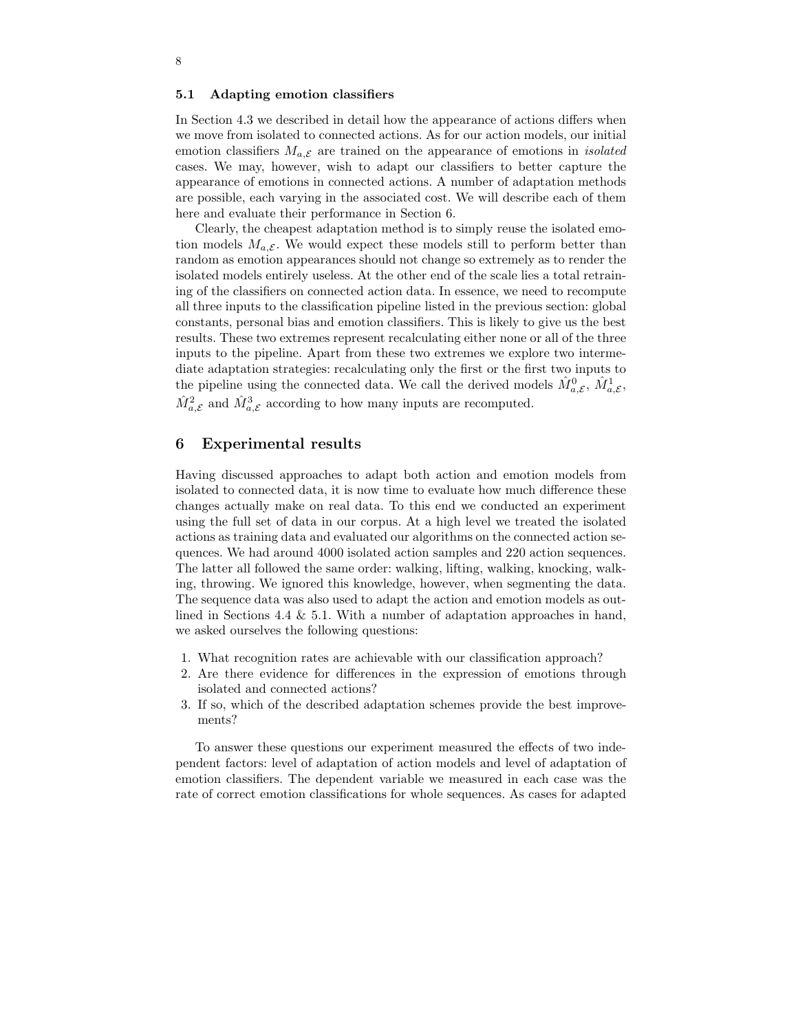### 5.1 Adapting emotion classifiers

In Section 4.3 we described in detail how the appearance of actions differs when we move from isolated to connected actions. As for our action models, our initial emotion classifiers $M_{a,\mathcal{E}}$ are trained on the appearance of emotions in *isolated* cases. We may, however, wish to adapt our classifiers to better capture the appearance of emotions in connected actions. A number of adaptation methods are possible, each varying in the associated cost. We will describe each of them here and evaluate their performance in Section 6.

Clearly, the cheapest adaptation method is to simply reuse the isolated emotion models $M_{a,\mathcal{E}}$. We would expect these models still to perform better than random as emotion appearances should not change so extremely as to render the isolated models entirely useless. At the other end of the scale lies a total retraining of the classifiers on connected action data. In essence, we need to recompute all three inputs to the classification pipeline listed in the previous section: global constants, personal bias and emotion classifiers. This is likely to give us the best results. These two extremes represent recalculating either none or all of the three inputs to the pipeline. Apart from these two extremes we explore two intermediate adaptation strategies: recalculating only the first or the first two inputs to the pipeline using the connected data. We call the derived models $\hat{M}^0_{a,\mathcal{E}}$, $\hat{M}^1_{a,\mathcal{E}}$, $\hat{M}^2_{a,\mathcal{E}}$ and $\hat{M}^3_{a,\mathcal{E}}$ according to how many inputs are recomputed.

## 6 Experimental results

Having discussed approaches to adapt both action and emotion models from isolated to connected data, it is now time to evaluate how much difference these changes actually make on real data. To this end we conducted an experiment using the full set of data in our corpus. At a high level we treated the isolated actions as training data and evaluated our algorithms on the connected action sequences. We had around 4000 isolated action samples and 220 action sequences. The latter all followed the same order: walking, lifting, walking, knocking, walking, throwing. We ignored this knowledge, however, when segmenting the data. The sequence data was also used to adapt the action and emotion models as outlined in Sections 4.4 & 5.1. With a number of adaptation approaches in hand, we asked ourselves the following questions:

1. What recognition rates are achievable with our classification approach?
2. Are there evidence for differences in the expression of emotions through isolated and connected actions?
3. If so, which of the described adaptation schemes provide the best improvements?

To answer these questions our experiment measured the effects of two independent factors: level of adaptation of action models and level of adaptation of emotion classifiers. The dependent variable we measured in each case was the rate of correct emotion classifications for whole sequences. As cases for adapted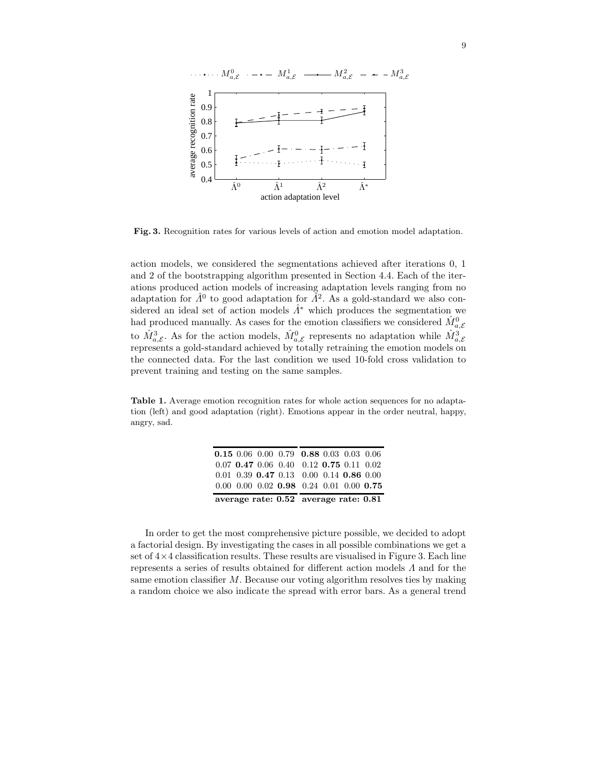**Fig. 3.** Recognition rates for various levels of action and emotion model adaptation.

action models, we considered the segmentations achieved after iterations 0, 1 and 2 of the bootstrapping algorithm presented in Section 4.4. Each of the iterations produced action models of increasing adaptation levels ranging from no adaptation for $\hat{\Lambda}^0$ to good adaptation for $\hat{\Lambda}^2$. As a gold-standard we also considered an ideal set of action models $\hat{\Lambda}^*$ which produces the segmentation we had produced manually. As cases for the emotion classifiers we considered $\hat{M}^0_{a,\mathcal{E}}$ to $\hat{M}^3_{a,\mathcal{E}}$. As for the action models, $\hat{M}^0_{a,\mathcal{E}}$ represents no adaptation while $\hat{M}^3_{a,\mathcal{E}}$ represents a gold-standard achieved by totally retraining the emotion models on the connected data. For the last condition we used 10-fold cross validation to prevent training and testing on the same samples.

**Table 1.** Average emotion recognition rates for whole action sequences for no adaptation (left) and good adaptation (right). Emotions appear in the order neutral, happy, angry, sad.

| | | | | | | | |
|---|---|---|---|---|---|---|---|
| **0.15** | 0.06 | 0.00 | 0.79 | **0.88** | 0.03 | 0.03 | 0.06 |
| 0.07 | **0.47** | 0.06 | 0.40 | 0.12 | **0.75** | 0.11 | 0.02 |
| 0.01 | 0.39 | **0.47** | 0.13 | 0.00 | 0.14 | **0.86** | 0.00 |
| 0.00 | 0.00 | 0.02 | **0.98** | 0.24 | 0.01 | 0.00 | **0.75** |
| **average rate: 0.52** | | | | **average rate: 0.81** | | | |

In order to get the most comprehensive picture possible, we decided to adopt a factorial design. By investigating the cases in all possible combinations we get a set of 4×4 classification results. These results are visualised in Figure 3. Each line represents a series of results obtained for different action models $\Lambda$ and for the same emotion classifier $M$. Because our voting algorithm resolves ties by making a random choice we also indicate the spread with error bars. As a general trend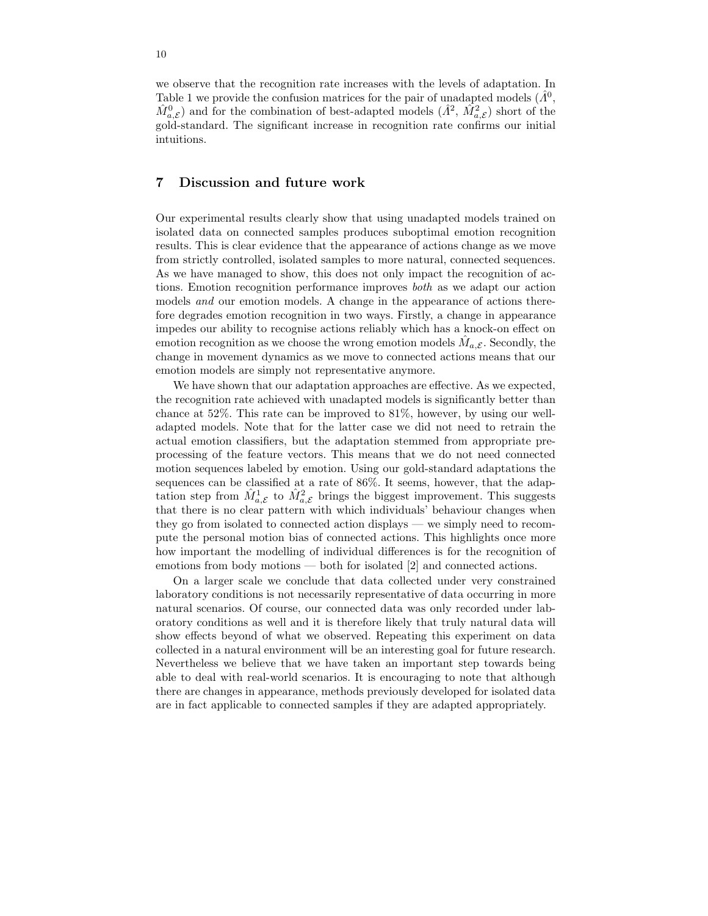we observe that the recognition rate increases with the levels of adaptation. In Table 1 we provide the confusion matrices for the pair of unadapted models ($\hat{\Lambda}^0$, $\hat{M}^0_{a,\mathcal{E}}$) and for the combination of best-adapted models ($\hat{\Lambda}^2$, $\hat{M}^2_{a,\mathcal{E}}$) short of the gold-standard. The significant increase in recognition rate confirms our initial intuitions.

## 7 Discussion and future work

Our experimental results clearly show that using unadapted models trained on isolated data on connected samples produces suboptimal emotion recognition results. This is clear evidence that the appearance of actions change as we move from strictly controlled, isolated samples to more natural, connected sequences. As we have managed to show, this does not only impact the recognition of actions. Emotion recognition performance improves *both* as we adapt our action models *and* our emotion models. A change in the appearance of actions therefore degrades emotion recognition in two ways. Firstly, a change in appearance impedes our ability to recognise actions reliably which has a knock-on effect on emotion recognition as we choose the wrong emotion models $\hat{M}_{a,\mathcal{E}}$. Secondly, the change in movement dynamics as we move to connected actions means that our emotion models are simply not representative anymore.

We have shown that our adaptation approaches are effective. As we expected, the recognition rate achieved with unadapted models is significantly better than chance at 52%. This rate can be improved to 81%, however, by using our well-adapted models. Note that for the latter case we did not need to retrain the actual emotion classifiers, but the adaptation stemmed from appropriate preprocessing of the feature vectors. This means that we do not need connected motion sequences labeled by emotion. Using our gold-standard adaptations the sequences can be classified at a rate of 86%. It seems, however, that the adaptation step from $\hat{M}^1_{a,\mathcal{E}}$ to $\hat{M}^2_{a,\mathcal{E}}$ brings the biggest improvement. This suggests that there is no clear pattern with which individuals' behaviour changes when they go from isolated to connected action displays — we simply need to recompute the personal motion bias of connected actions. This highlights once more how important the modelling of individual differences is for the recognition of emotions from body motions — both for isolated [2] and connected actions.

On a larger scale we conclude that data collected under very constrained laboratory conditions is not necessarily representative of data occurring in more natural scenarios. Of course, our connected data was only recorded under laboratory conditions as well and it is therefore likely that truly natural data will show effects beyond of what we observed. Repeating this experiment on data collected in a natural environment will be an interesting goal for future research. Nevertheless we believe that we have taken an important step towards being able to deal with real-world scenarios. It is encouraging to note that although there are changes in appearance, methods previously developed for isolated data are in fact applicable to connected samples if they are adapted appropriately.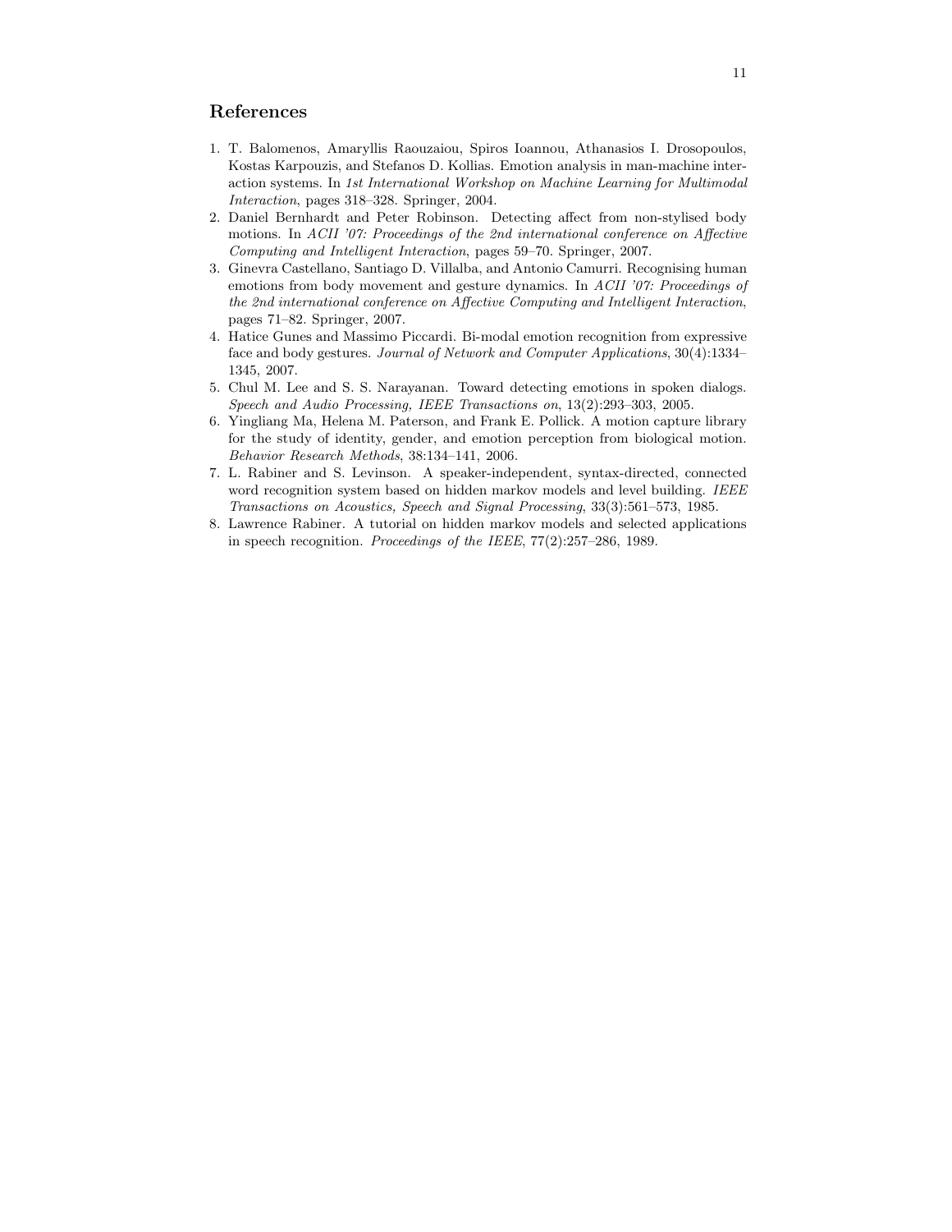## References

1. T. Balomenos, Amaryllis Raouzaiou, Spiros Ioannou, Athanasios I. Drosopoulos, Kostas Karpouzis, and Stefanos D. Kollias. Emotion analysis in man-machine interaction systems. In *1st International Workshop on Machine Learning for Multimodal Interaction*, pages 318–328. Springer, 2004.
2. Daniel Bernhardt and Peter Robinson. Detecting affect from non-stylised body motions. In *ACII '07: Proceedings of the 2nd international conference on Affective Computing and Intelligent Interaction*, pages 59–70. Springer, 2007.
3. Ginevra Castellano, Santiago D. Villalba, and Antonio Camurri. Recognising human emotions from body movement and gesture dynamics. In *ACII '07: Proceedings of the 2nd international conference on Affective Computing and Intelligent Interaction*, pages 71–82. Springer, 2007.
4. Hatice Gunes and Massimo Piccardi. Bi-modal emotion recognition from expressive face and body gestures. *Journal of Network and Computer Applications*, 30(4):1334–1345, 2007.
5. Chul M. Lee and S. S. Narayanan. Toward detecting emotions in spoken dialogs. *Speech and Audio Processing, IEEE Transactions on*, 13(2):293–303, 2005.
6. Yingliang Ma, Helena M. Paterson, and Frank E. Pollick. A motion capture library for the study of identity, gender, and emotion perception from biological motion. *Behavior Research Methods*, 38:134–141, 2006.
7. L. Rabiner and S. Levinson. A speaker-independent, syntax-directed, connected word recognition system based on hidden markov models and level building. *IEEE Transactions on Acoustics, Speech and Signal Processing*, 33(3):561–573, 1985.
8. Lawrence Rabiner. A tutorial on hidden markov models and selected applications in speech recognition. *Proceedings of the IEEE*, 77(2):257–286, 1989.